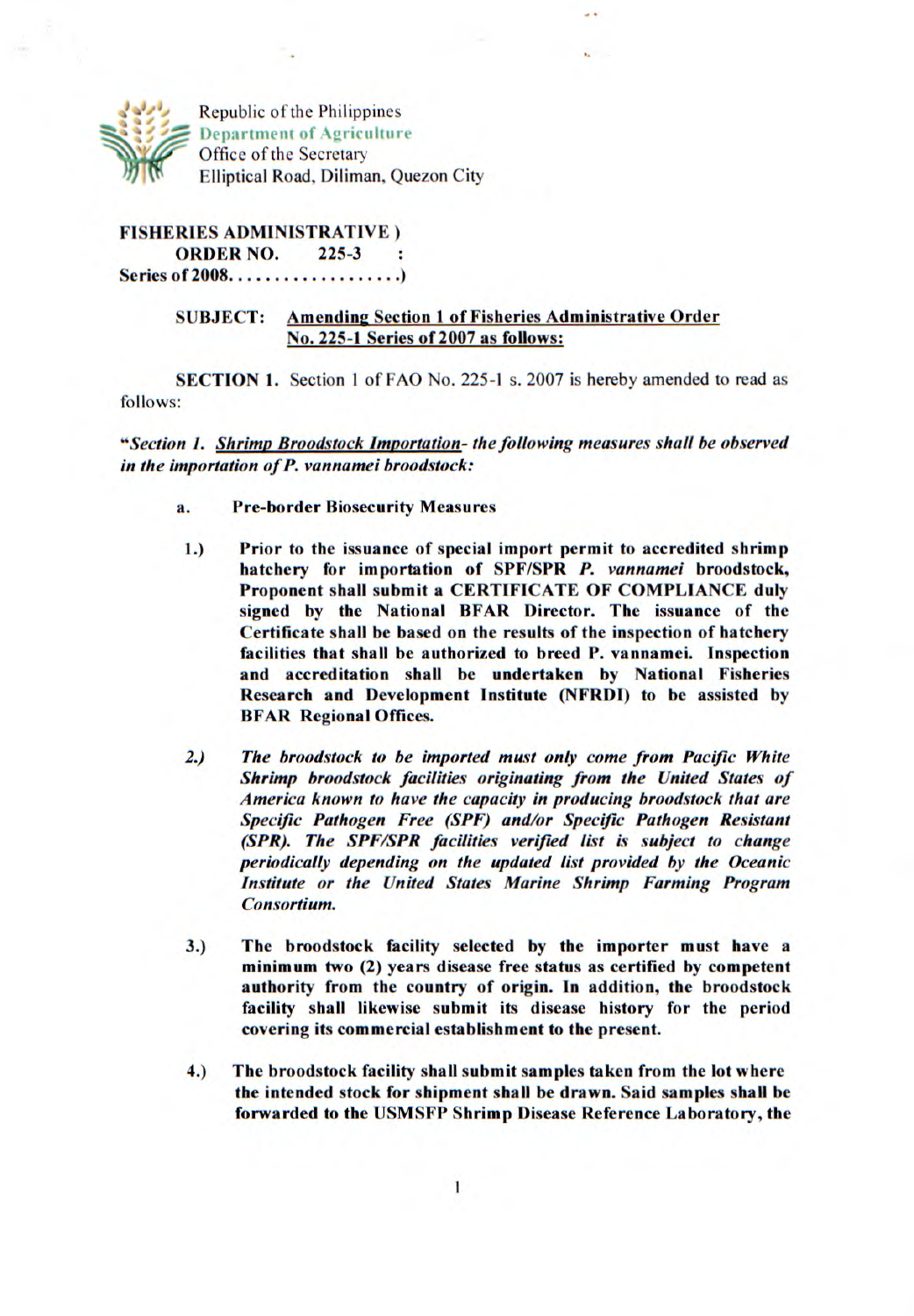Republic of the Philippines
Department of Agriculture
Office of the Secretary
Elliptical Road, Diliman, Quezon City

**FISHERIES ADMINISTRATIVE )**
**ORDER NO. 225-3 :**
**Series of 2008..................)**

**SUBJECT: Amending Section 1 of Fisheries Administrative Order No. 225-1 Series of 2007 as follows:**

**SECTION 1.** Section 1 of FAO No. 225-1 s. 2007 is hereby amended to read as follows:

***"Section 1. Shrimp Broodstock Importation- the following measures shall be observed in the importation of P. vannamei broodstock:***

a. **Pre-border Biosecurity Measures**

1.) **Prior to the issuance of special import permit to accredited shrimp hatchery for importation of SPF/SPR *P. vannamei* broodstock, Proponent shall submit a CERTIFICATE OF COMPLIANCE duly signed by the National BFAR Director. The issuance of the Certificate shall be based on the results of the inspection of hatchery facilities that shall be authorized to breed P. vannamei. Inspection and accreditation shall be undertaken by National Fisheries Research and Development Institute (NFRDI) to be assisted by BFAR Regional Offices.**

2.) ***The broodstock to be imported must only come from Pacific White Shrimp broodstock facilities originating from the United States of America known to have the capacity in producing broodstock that are Specific Pathogen Free (SPF) and/or Specific Pathogen Resistant (SPR). The SPF/SPR facilities verified list is subject to change periodically depending on the updated list provided by the Oceanic Institute or the United States Marine Shrimp Farming Program Consortium.***

3.) **The broodstock facility selected by the importer must have a minimum two (2) years disease free status as certified by competent authority from the country of origin. In addition, the broodstock facility shall likewise submit its disease history for the period covering its commercial establishment to the present.**

4.) **The broodstock facility shall submit samples taken from the lot where the intended stock for shipment shall be drawn. Said samples shall be forwarded to the USMSFP Shrimp Disease Reference Laboratory, the**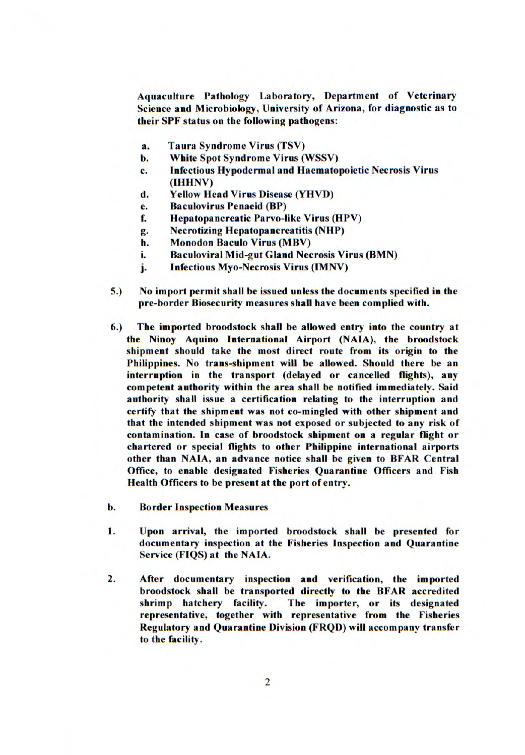**Aquaculture Pathology Laboratory, Department of Veterinary Science and Microbiology, University of Arizona, for diagnostic as to their SPF status on the following pathogens:**

- **a. Taura Syndrome Virus (TSV)**
- **b. White Spot Syndrome Virus (WSSV)**
- **c. Infectious Hypodermal and Haematopoietic Necrosis Virus (IHHNV)**
- **d. Yellow Head Virus Disease (YHVD)**
- **e. Baculovirus Penaeid (BP)**
- **f. Hepatopancreatic Parvo-like Virus (HPV)**
- **g. Necrotizing Hepatopancreatitis (NHP)**
- **h. Monodon Baculo Virus (MBV)**
- **i. Baculoviral Mid-gut Gland Necrosis Virus (BMN)**
- **j. Infectious Myo-Necrosis Virus (IMNV)**

**5.) No import permit shall be issued unless the documents specified in the pre-border Biosecurity measures shall have been complied with.**

**6.) The imported broodstock shall be allowed entry into the country at the Ninoy Aquino International Airport (NAIA), the broodstock shipment should take the most direct route from its origin to the Philippines. No trans-shipment will be allowed. Should there be an interruption in the transport (delayed or cancelled flights), any competent authority within the area shall be notified immediately. Said authority shall issue a certification relating to the interruption and certify that the shipment was not co-mingled with other shipment and that the intended shipment was not exposed or subjected to any risk of contamination. In case of broodstock shipment on a regular flight or chartered or special flights to other Philippine international airports other than NAIA, an advance notice shall be given to BFAR Central Office, to enable designated Fisheries Quarantine Officers and Fish Health Officers to be present at the port of entry.**

**b. Border Inspection Measures**

**1. Upon arrival, the imported broodstock shall be presented for documentary inspection at the Fisheries Inspection and Quarantine Service (FIQS) at the NAIA.**

**2. After documentary inspection and verification, the imported broodstock shall be transported directly to the BFAR accredited shrimp hatchery facility. The importer, or its designated representative, together with representative from the Fisheries Regulatory and Quarantine Division (FRQD) will accompany transfer to the facility.**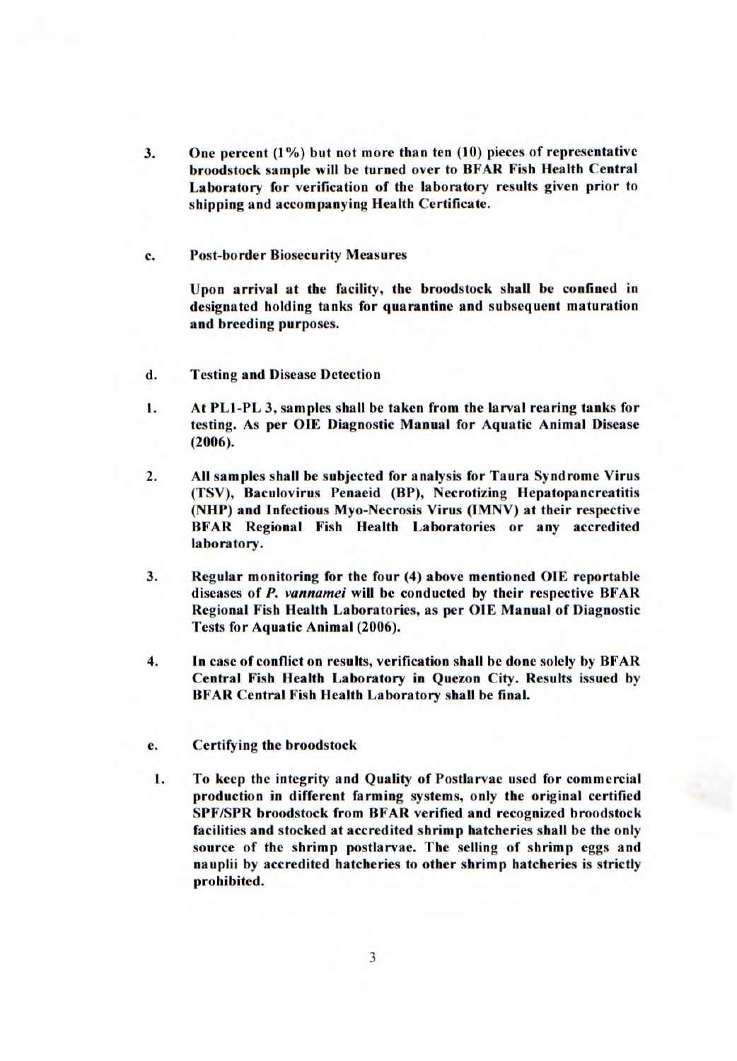3. **One percent (1%) but not more than ten (10) pieces of representative broodstock sample will be turned over to BFAR Fish Health Central Laboratory for verification of the laboratory results given prior to shipping and accompanying Health Certificate.**

**c. Post-border Biosecurity Measures**

**Upon arrival at the facility, the broodstock shall be confined in designated holding tanks for quarantine and subsequent maturation and breeding purposes.**

**d. Testing and Disease Detection**

1. **At PL1-PL 3, samples shall be taken from the larval rearing tanks for testing. As per OIE Diagnostic Manual for Aquatic Animal Disease (2006).**

2. **All samples shall be subjected for analysis for Taura Syndrome Virus (TSV), Baculovirus Penaeid (BP), Necrotizing Hepatopancreatitis (NHP) and Infectious Myo-Necrosis Virus (IMNV) at their respective BFAR Regional Fish Health Laboratories or any accredited laboratory.**

3. **Regular monitoring for the four (4) above mentioned OIE reportable diseases of *P. vannamei* will be conducted by their respective BFAR Regional Fish Health Laboratories, as per OIE Manual of Diagnostic Tests for Aquatic Animal (2006).**

4. **In case of conflict on results, verification shall be done solely by BFAR Central Fish Health Laboratory in Quezon City. Results issued by BFAR Central Fish Health Laboratory shall be final.**

**e. Certifying the broodstock**

1. **To keep the integrity and Quality of Postlarvae used for commercial production in different farming systems, only the original certified SPF/SPR broodstock from BFAR verified and recognized broodstock facilities and stocked at accredited shrimp hatcheries shall be the only source of the shrimp postlarvae. The selling of shrimp eggs and nauplii by accredited hatcheries to other shrimp hatcheries is strictly prohibited.**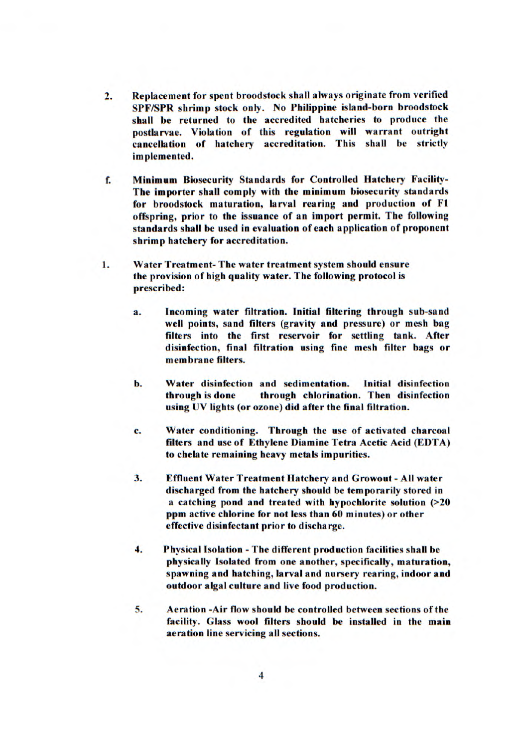2. **Replacement for spent broodstock shall always originate from verified SPF/SPR shrimp stock only. No Philippine island-born broodstock shall be returned to the accredited hatcheries to produce the postlarvae. Violation of this regulation will warrant outright cancellation of hatchery accreditation. This shall be strictly implemented.**

f. **Minimum Biosecurity Standards for Controlled Hatchery Facility- The importer shall comply with the minimum biosecurity standards for broodstock maturation, larval rearing and production of F1 offspring, prior to the issuance of an import permit. The following standards shall be used in evaluation of each application of proponent shrimp hatchery for accreditation.**

1. **Water Treatment- The water treatment system should ensure the provision of high quality water. The following protocol is prescribed:**

   a. **Incoming water filtration. Initial filtering through sub-sand well points, sand filters (gravity and pressure) or mesh bag filters into the first reservoir for settling tank. After disinfection, final filtration using fine mesh filter bags or membrane filters.**

   b. **Water disinfection and sedimentation. Initial disinfection through is done through chlorination. Then disinfection using UV lights (or ozone) did after the final filtration.**

   c. **Water conditioning. Through the use of activated charcoal filters and use of Ethylene Diamine Tetra Acetic Acid (EDTA) to chelate remaining heavy metals impurities.**

   3. **Effluent Water Treatment Hatchery and Growout - All water discharged from the hatchery should be temporarily stored in a catching pond and treated with hypochlorite solution (>20 ppm active chlorine for not less than 60 minutes) or other effective disinfectant prior to discharge.**

   4. **Physical Isolation - The different production facilities shall be physically Isolated from one another, specifically, maturation, spawning and hatching, larval and nursery rearing, indoor and outdoor algal culture and live food production.**

   5. **Aeration -Air flow should be controlled between sections of the facility. Glass wool filters should be installed in the main aeration line servicing all sections.**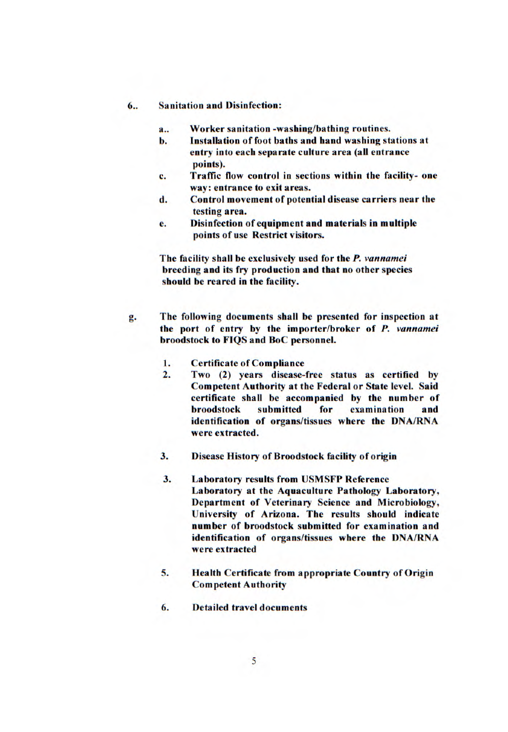6.. **Sanitation and Disinfection:**

a.. **Worker sanitation -washing/bathing routines.**

b. **Installation of foot baths and hand washing stations at entry into each separate culture area (all entrance points).**

c. **Traffic flow control in sections within the facility- one way: entrance to exit areas.**

d. **Control movement of potential disease carriers near the testing area.**

e. **Disinfection of equipment and materials in multiple points of use Restrict visitors.**

**The facility shall be exclusively used for the *P. vannamei* breeding and its fry production and that no other species should be reared in the facility.**

g. **The following documents shall be presented for inspection at the port of entry by the importer/broker of *P. vannamei* broodstock to FIQS and BoC personnel.**

1. **Certificate of Compliance**
2. **Two (2) years disease-free status as certified by Competent Authority at the Federal or State level. Said certificate shall be accompanied by the number of broodstock submitted for examination and identification of organs/tissues where the DNA/RNA were extracted.**

3. **Disease History of Broodstock facility of origin**

3. **Laboratory results from USMSFP Reference Laboratory at the Aquaculture Pathology Laboratory, Department of Veterinary Science and Microbiology, University of Arizona. The results should indicate number of broodstock submitted for examination and identification of organs/tissues where the DNA/RNA were extracted**

5. **Health Certificate from appropriate Country of Origin Competent Authority**

6. **Detailed travel documents**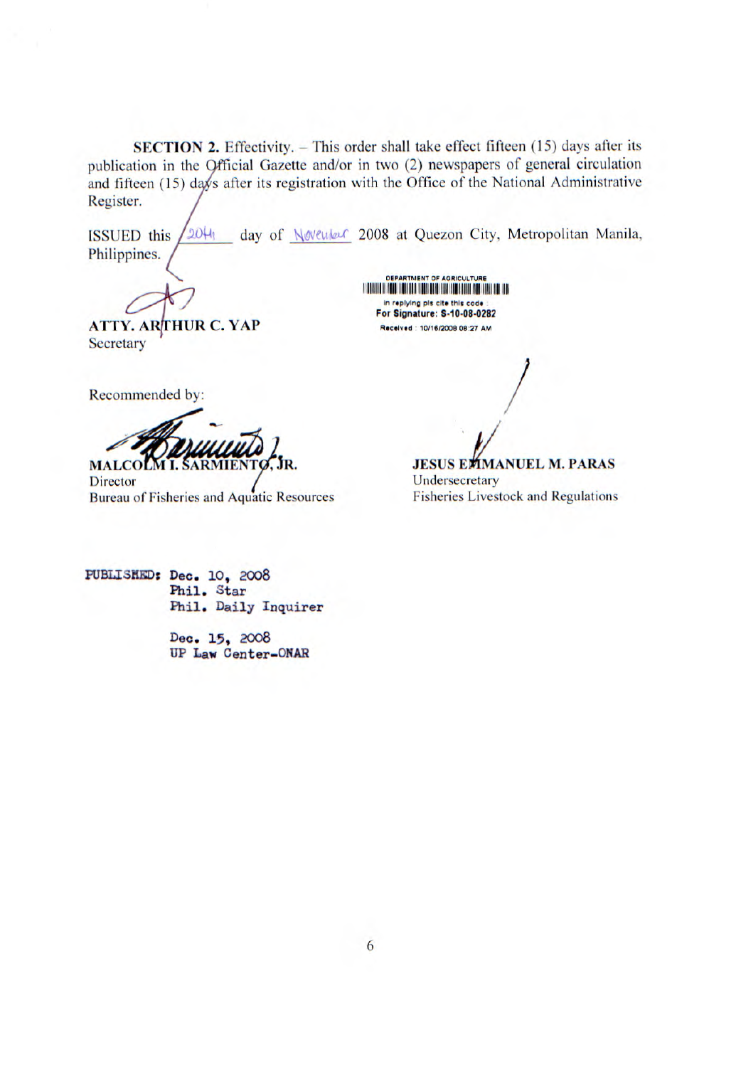**SECTION 2.** Effectivity. – This order shall take effect fifteen (15) days after its publication in the Official Gazette and/or in two (2) newspapers of general circulation and fifteen (15) days after its registration with the Office of the National Administrative Register.

ISSUED this 20th day of November 2008 at Quezon City, Metropolitan Manila, Philippines.

**ATTY. ARTHUR C. YAP**
Secretary

DEPARTMENT OF AGRICULTURE
In replying pls cite this code :
For Signature: S-10-08-0282
Received : 10/16/2008 08:27 AM

Recommended by:

**MALCOLM I. SARMIENTO, JR.**
Director
Bureau of Fisheries and Aquatic Resources

**JESUS EMMANUEL M. PARAS**
Undersecretary
Fisheries Livestock and Regulations

PUBLISHED: Dec. 10, 2008
Phil. Star
Phil. Daily Inquirer

Dec. 15, 2008
UP Law Center-ONAR